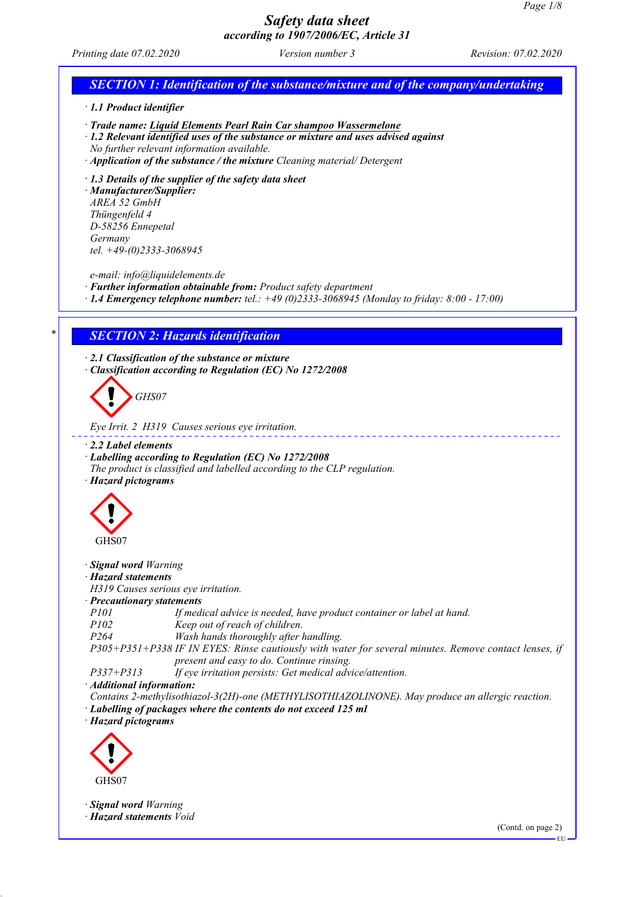# Safety data sheet
### according to 1907/2006/EC, Article 31

*Printing date 07.02.2020* | *Version number 3* | *Revision: 07.02.2020*

## SECTION 1: Identification of the substance/mixture and of the company/undertaking

· **1.1 Product identifier**

· **Trade name:** Liquid Elements Pearl Rain Car shampoo Wassermelone

· **1.2 Relevant identified uses of the substance or mixture and uses advised against**
No further relevant information available.

· **Application of the substance / the mixture** Cleaning material/ Detergent

· **1.3 Details of the supplier of the safety data sheet**

· **Manufacturer/Supplier:**
AREA 52 GmbH
Thüngenfeld 4
D-58256 Ennepetal
Germany
tel. +49-(0)2333-3068945

e-mail: info@liquidelements.de

· **Further information obtainable from:** Product safety department

· **1.4 Emergency telephone number:** tel.: +49 (0)2333-3068945 (Monday to friday: 8:00 - 17:00)

## SECTION 2: Hazards identification

· **2.1 Classification of the substance or mixture**

· **Classification according to Regulation (EC) No 1272/2008**

GHS07

Eye Irrit. 2 H319 Causes serious eye irritation.

· **2.2 Label elements**

· **Labelling according to Regulation (EC) No 1272/2008**
The product is classified and labelled according to the CLP regulation.

· **Hazard pictograms**

GHS07

· **Signal word** Warning

· **Hazard statements**
H319 Causes serious eye irritation.

· **Precautionary statements**

| | |
|---|---|
| P101 | If medical advice is needed, have product container or label at hand. |
| P102 | Keep out of reach of children. |
| P264 | Wash hands thoroughly after handling. |
| P305+P351+P338 | IF IN EYES: Rinse cautiously with water for several minutes. Remove contact lenses, if present and easy to do. Continue rinsing. |
| P337+P313 | If eye irritation persists: Get medical advice/attention. |

· **Additional information:**
Contains 2-methylisothiazol-3(2H)-one (METHYLISOTHIAZOLINONE). May produce an allergic reaction.

· **Labelling of packages where the contents do not exceed 125 ml**

· **Hazard pictograms**

GHS07

· **Signal word** Warning

· **Hazard statements** Void

(Contd. on page 2)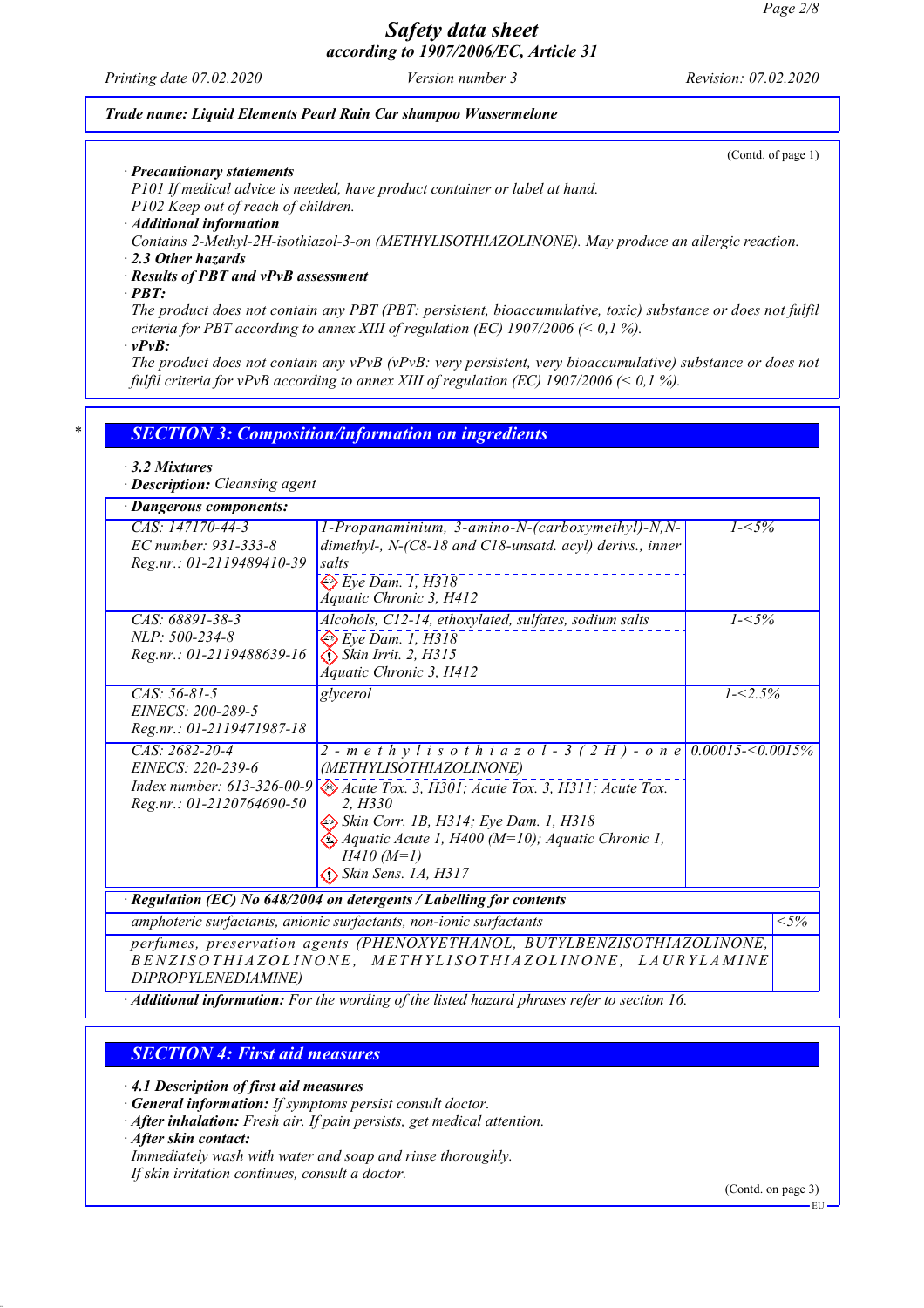**Trade name: Liquid Elements Pearl Rain Car shampoo Wassermelone**

(Contd. of page 1)

· **Precautionary statements**
P101 If medical advice is needed, have product container or label at hand.
P102 Keep out of reach of children.
· **Additional information**
Contains 2-Methyl-2H-isothiazol-3-on (METHYLISOTHIAZOLINONE). May produce an allergic reaction.
· **2.3 Other hazards**
· **Results of PBT and vPvB assessment**
· **PBT:**
The product does not contain any PBT (PBT: persistent, bioaccumulative, toxic) substance or does not fulfil criteria for PBT according to annex XIII of regulation (EC) 1907/2006 (< 0,1 %).
· **vPvB:**
The product does not contain any vPvB (vPvB: very persistent, very bioaccumulative) substance or does not fulfil criteria for vPvB according to annex XIII of regulation (EC) 1907/2006 (< 0,1 %).

## SECTION 3: Composition/information on ingredients

· **3.2 Mixtures**
· **Description:** Cleansing agent

· **Dangerous components:**

| | | |
|---|---|---|
| CAS: 147170-44-3<br>EC number: 931-333-8<br>Reg.nr.: 01-2119489410-39 | 1-Propanaminium, 3-amino-N-(carboxymethyl)-N,N-dimethyl-, N-(C8-18 and C18-unsatd. acyl) derivs., inner salts<br>Eye Dam. 1, H318<br>Aquatic Chronic 3, H412 | 1-<5% |
| CAS: 68891-38-3<br>NLP: 500-234-8<br>Reg.nr.: 01-2119488639-16 | Alcohols, C12-14, ethoxylated, sulfates, sodium salts<br>Eye Dam. 1, H318<br>Skin Irrit. 2, H315<br>Aquatic Chronic 3, H412 | 1-<5% |
| CAS: 56-81-5<br>EINECS: 200-289-5<br>Reg.nr.: 01-2119471987-18 | glycerol | 1-<2.5% |
| CAS: 2682-20-4<br>EINECS: 220-239-6<br>Index number: 613-326-00-9<br>Reg.nr.: 01-2120764690-50 | 2-methylisothiazol-3(2H)-one (METHYLISOTHIAZOLINONE)<br>Acute Tox. 3, H301; Acute Tox. 3, H311; Acute Tox. 2, H330<br>Skin Corr. 1B, H314; Eye Dam. 1, H318<br>Aquatic Acute 1, H400 (M=10); Aquatic Chronic 1, H410 (M=1)<br>Skin Sens. 1A, H317 | 0.00015-<0.0015% |

· **Regulation (EC) No 648/2004 on detergents / Labelling for contents**

| | |
|---|---|
| amphoteric surfactants, anionic surfactants, non-ionic surfactants | <5% |
| perfumes, preservation agents (PHENOXYETHANOL, BUTYLBENZISOTHIAZOLINONE, BENZISOTHIAZOLINONE, METHYLISOTHIAZOLINONE, LAURYLAMINE DIPROPYLENEDIAMINE) | |

· **Additional information:** For the wording of the listed hazard phrases refer to section 16.

## SECTION 4: First aid measures

· **4.1 Description of first aid measures**
· **General information:** If symptoms persist consult doctor.
· **After inhalation:** Fresh air. If pain persists, get medical attention.
· **After skin contact:**
Immediately wash with water and soap and rinse thoroughly.
If skin irritation continues, consult a doctor.

(Contd. on page 3)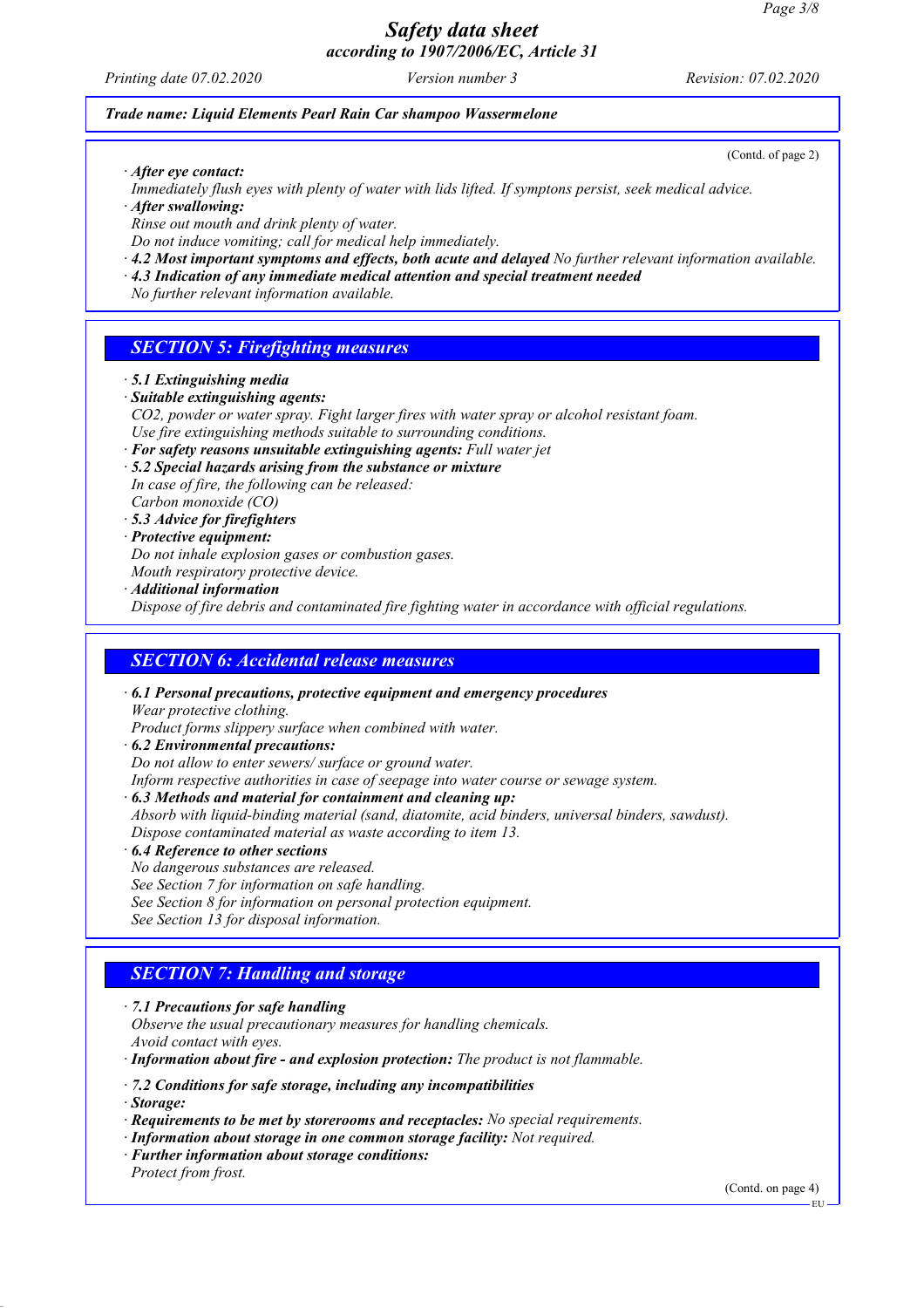*Trade name: Liquid Elements Pearl Rain Car shampoo Wassermelone*

(Contd. of page 2)

· ***After eye contact:***
*Immediately flush eyes with plenty of water with lids lifted. If symptons persist, seek medical advice.*

· ***After swallowing:***
*Rinse out mouth and drink plenty of water.*
*Do not induce vomiting; call for medical help immediately.*

· ***4.2 Most important symptoms and effects, both acute and delayed*** *No further relevant information available.*

· ***4.3 Indication of any immediate medical attention and special treatment needed***
*No further relevant information available.*

## *SECTION 5: Firefighting measures*

· ***5.1 Extinguishing media***

· ***Suitable extinguishing agents:***
*$CO_2$, powder or water spray. Fight larger fires with water spray or alcohol resistant foam.*
*Use fire extinguishing methods suitable to surrounding conditions.*

· ***For safety reasons unsuitable extinguishing agents:*** *Full water jet*

· ***5.2 Special hazards arising from the substance or mixture***
*In case of fire, the following can be released:*
*Carbon monoxide (CO)*

· ***5.3 Advice for firefighters***

· ***Protective equipment:***
*Do not inhale explosion gases or combustion gases.*
*Mouth respiratory protective device.*

· ***Additional information***
*Dispose of fire debris and contaminated fire fighting water in accordance with official regulations.*

## *SECTION 6: Accidental release measures*

· ***6.1 Personal precautions, protective equipment and emergency procedures***
*Wear protective clothing.*
*Product forms slippery surface when combined with water.*

· ***6.2 Environmental precautions:***
*Do not allow to enter sewers/ surface or ground water.*
*Inform respective authorities in case of seepage into water course or sewage system.*

· ***6.3 Methods and material for containment and cleaning up:***
*Absorb with liquid-binding material (sand, diatomite, acid binders, universal binders, sawdust).*
*Dispose contaminated material as waste according to item 13.*

· ***6.4 Reference to other sections***
*No dangerous substances are released.*
*See Section 7 for information on safe handling.*
*See Section 8 for information on personal protection equipment.*
*See Section 13 for disposal information.*

## *SECTION 7: Handling and storage*

· ***7.1 Precautions for safe handling***
*Observe the usual precautionary measures for handling chemicals.*
*Avoid contact with eyes.*

· ***Information about fire - and explosion protection:*** *The product is not flammable.*

· ***7.2 Conditions for safe storage, including any incompatibilities***

· ***Storage:***

· ***Requirements to be met by storerooms and receptacles:*** *No special requirements.*

· ***Information about storage in one common storage facility:*** *Not required.*

· ***Further information about storage conditions:***
*Protect from frost.*

(Contd. on page 4)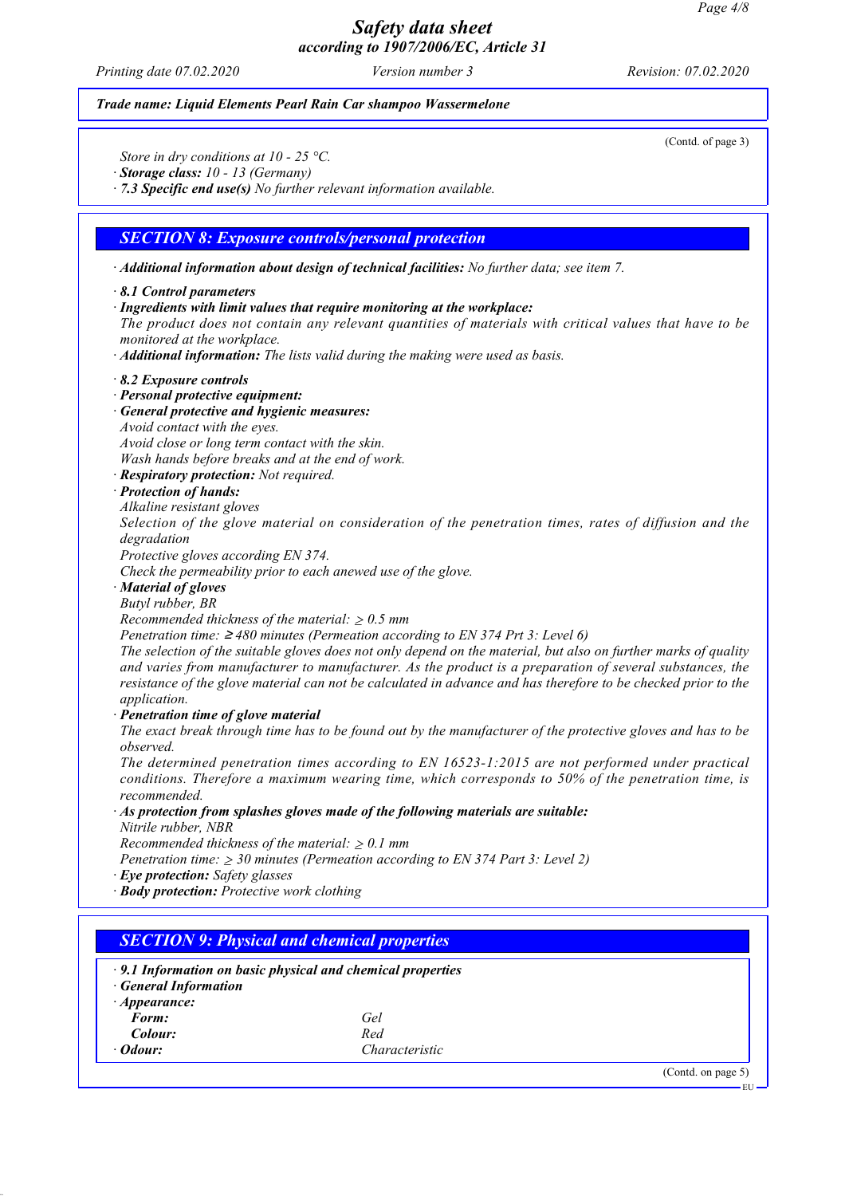*Trade name: Liquid Elements Pearl Rain Car shampoo Wassermelone*

(Contd. of page 3)

Store in dry conditions at 10 - 25 °C.
· **Storage class:** 10 - 13 (Germany)
· **7.3 Specific end use(s)** No further relevant information available.

## SECTION 8: Exposure controls/personal protection

· **Additional information about design of technical facilities:** No further data; see item 7.

· **8.1 Control parameters**
· **Ingredients with limit values that require monitoring at the workplace:**
The product does not contain any relevant quantities of materials with critical values that have to be monitored at the workplace.
· **Additional information:** The lists valid during the making were used as basis.

· **8.2 Exposure controls**
· **Personal protective equipment:**
· **General protective and hygienic measures:**
Avoid contact with the eyes.
Avoid close or long term contact with the skin.
Wash hands before breaks and at the end of work.
· **Respiratory protection:** Not required.
· **Protection of hands:**
Alkaline resistant gloves
Selection of the glove material on consideration of the penetration times, rates of diffusion and the degradation
Protective gloves according EN 374.
Check the permeability prior to each anewed use of the glove.
· **Material of gloves**
Butyl rubber, BR
Recommended thickness of the material: ≥ 0.5 mm
Penetration time: ≥ 480 minutes (Permeation according to EN 374 Prt 3: Level 6)
The selection of the suitable gloves does not only depend on the material, but also on further marks of quality and varies from manufacturer to manufacturer. As the product is a preparation of several substances, the resistance of the glove material can not be calculated in advance and has therefore to be checked prior to the application.
· **Penetration time of glove material**
The exact break through time has to be found out by the manufacturer of the protective gloves and has to be observed.
The determined penetration times according to EN 16523-1:2015 are not performed under practical conditions. Therefore a maximum wearing time, which corresponds to 50% of the penetration time, is recommended.
· **As protection from splashes gloves made of the following materials are suitable:**
Nitrile rubber, NBR
Recommended thickness of the material: ≥ 0.1 mm
Penetration time: ≥ 30 minutes (Permeation according to EN 374 Part 3: Level 2)
· **Eye protection:** Safety glasses
· **Body protection:** Protective work clothing

## SECTION 9: Physical and chemical properties

· **9.1 Information on basic physical and chemical properties**
· **General Information**
· **Appearance:**

| | |
|---|---|
| **Form:** | Gel |
| **Colour:** | Red |
| · **Odour:** | Characteristic |

(Contd. on page 5)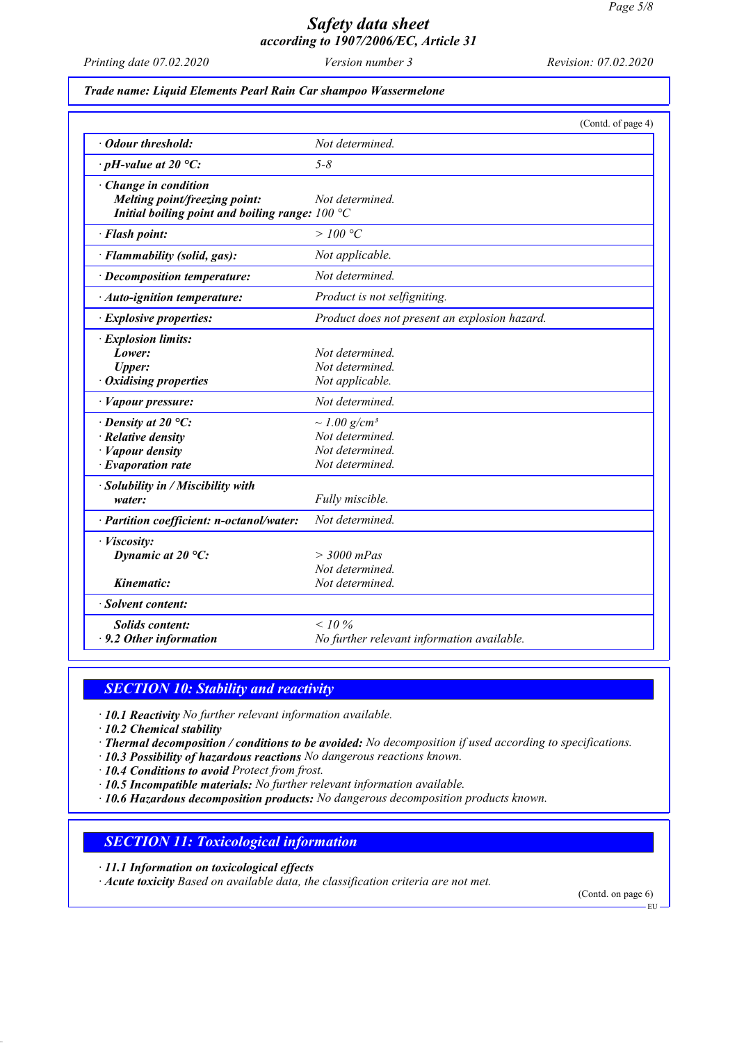Trade name: Liquid Elements Pearl Rain Car shampoo Wassermelone

(Contd. of page 4)

| | |
|---|---|
| · **Odour threshold:** | Not determined. |
| · **pH-value at 20 °C:** | 5-8 |
| · **Change in condition** | |
| **Melting point/freezing point:** | Not determined. |
| **Initial boiling point and boiling range:** | 100 °C |
| · **Flash point:** | > 100 °C |
| · **Flammability (solid, gas):** | Not applicable. |
| · **Decomposition temperature:** | Not determined. |
| · **Auto-ignition temperature:** | Product is not selfigniting. |
| · **Explosive properties:** | Product does not present an explosion hazard. |
| · **Explosion limits:** | |
| **Lower:** | Not determined. |
| **Upper:** | Not determined. |
| · **Oxidising properties** | Not applicable. |
| · **Vapour pressure:** | Not determined. |
| · **Density at 20 °C:** | ~ 1.00 g/cm³ |
| · **Relative density** | Not determined. |
| · **Vapour density** | Not determined. |
| · **Evaporation rate** | Not determined. |
| · **Solubility in / Miscibility with water:** | Fully miscible. |
| · **Partition coefficient: n-octanol/water:** | Not determined. |
| · **Viscosity:** | |
| **Dynamic at 20 °C:** | > 3000 mPas |
| | Not determined. |
| **Kinematic:** | Not determined. |
| · **Solvent content:** | |
| **Solids content:** | < 10 % |
| · **9.2 Other information** | No further relevant information available. |

## SECTION 10: Stability and reactivity

· **10.1 Reactivity** No further relevant information available.
· **10.2 Chemical stability**
· **Thermal decomposition / conditions to be avoided:** No decomposition if used according to specifications.
· **10.3 Possibility of hazardous reactions** No dangerous reactions known.
· **10.4 Conditions to avoid** Protect from frost.
· **10.5 Incompatible materials:** No further relevant information available.
· **10.6 Hazardous decomposition products:** No dangerous decomposition products known.

## SECTION 11: Toxicological information

· **11.1 Information on toxicological effects**
· **Acute toxicity** Based on available data, the classification criteria are not met.

(Contd. on page 6)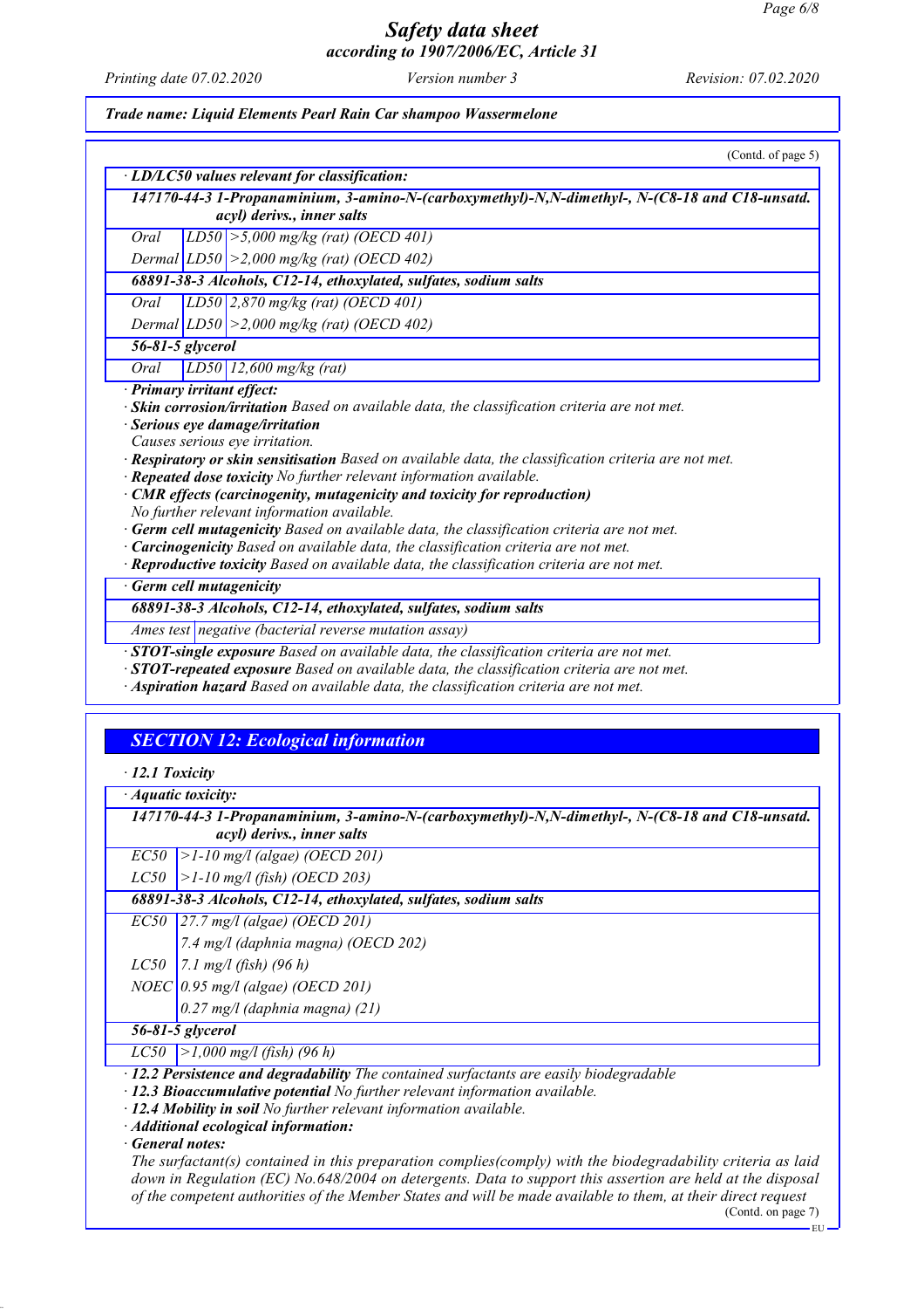*Trade name: Liquid Elements Pearl Rain Car shampoo Wassermelone*

(Contd. of page 5)

· ***LD/LC50 values relevant for classification:***

| **147170-44-3 1-Propanaminium, 3-amino-N-(carboxymethyl)-N,N-dimethyl-, N-(C8-18 and C18-unsatd. acyl) derivs., inner salts** | | |
|---|---|---|
| Oral | LD50 | >5,000 mg/kg (rat) (OECD 401) |
| Dermal | LD50 | >2,000 mg/kg (rat) (OECD 402) |
| **68891-38-3 Alcohols, C12-14, ethoxylated, sulfates, sodium salts** | | |
| Oral | LD50 | 2,870 mg/kg (rat) (OECD 401) |
| Dermal | LD50 | >2,000 mg/kg (rat) (OECD 402) |
| **56-81-5 glycerol** | | |
| Oral | LD50 | 12,600 mg/kg (rat) |

· ***Primary irritant effect:***

· ***Skin corrosion/irritation*** *Based on available data, the classification criteria are not met.*

· ***Serious eye damage/irritation***
*Causes serious eye irritation.*

· ***Respiratory or skin sensitisation*** *Based on available data, the classification criteria are not met.*

· ***Repeated dose toxicity*** *No further relevant information available.*

· ***CMR effects (carcinogenity, mutagenicity and toxicity for reproduction)***
*No further relevant information available.*

· ***Germ cell mutagenicity*** *Based on available data, the classification criteria are not met.*

· ***Carcinogenicity*** *Based on available data, the classification criteria are not met.*

· ***Reproductive toxicity*** *Based on available data, the classification criteria are not met.*

| · ***Germ cell mutagenicity*** | |
|---|---|
| **68891-38-3 Alcohols, C12-14, ethoxylated, sulfates, sodium salts** | |
| Ames test | negative (bacterial reverse mutation assay) |

· ***STOT-single exposure*** *Based on available data, the classification criteria are not met.*

· ***STOT-repeated exposure*** *Based on available data, the classification criteria are not met.*

· ***Aspiration hazard*** *Based on available data, the classification criteria are not met.*

## *SECTION 12: Ecological information*

· ***12.1 Toxicity***

| · ***Aquatic toxicity:*** | |
|---|---|
| **147170-44-3 1-Propanaminium, 3-amino-N-(carboxymethyl)-N,N-dimethyl-, N-(C8-18 and C18-unsatd. acyl) derivs., inner salts** | |
| EC50 | >1-10 mg/l (algae) (OECD 201) |
| LC50 | >1-10 mg/l (fish) (OECD 203) |
| **68891-38-3 Alcohols, C12-14, ethoxylated, sulfates, sodium salts** | |
| EC50 | 27.7 mg/l (algae) (OECD 201) |
| | 7.4 mg/l (daphnia magna) (OECD 202) |
| LC50 | 7.1 mg/l (fish) (96 h) |
| NOEC | 0.95 mg/l (algae) (OECD 201) |
| | 0.27 mg/l (daphnia magna) (21) |
| **56-81-5 glycerol** | |
| LC50 | >1,000 mg/l (fish) (96 h) |

· ***12.2 Persistence and degradability*** *The contained surfactants are easily biodegradable*

· ***12.3 Bioaccumulative potential*** *No further relevant information available.*

· ***12.4 Mobility in soil*** *No further relevant information available.*

· ***Additional ecological information:***

· ***General notes:***
*The surfactant(s) contained in this preparation complies(comply) with the biodegradability criteria as laid down in Regulation (EC) No.648/2004 on detergents. Data to support this assertion are held at the disposal of the competent authorities of the Member States and will be made available to them, at their direct request*

(Contd. on page 7)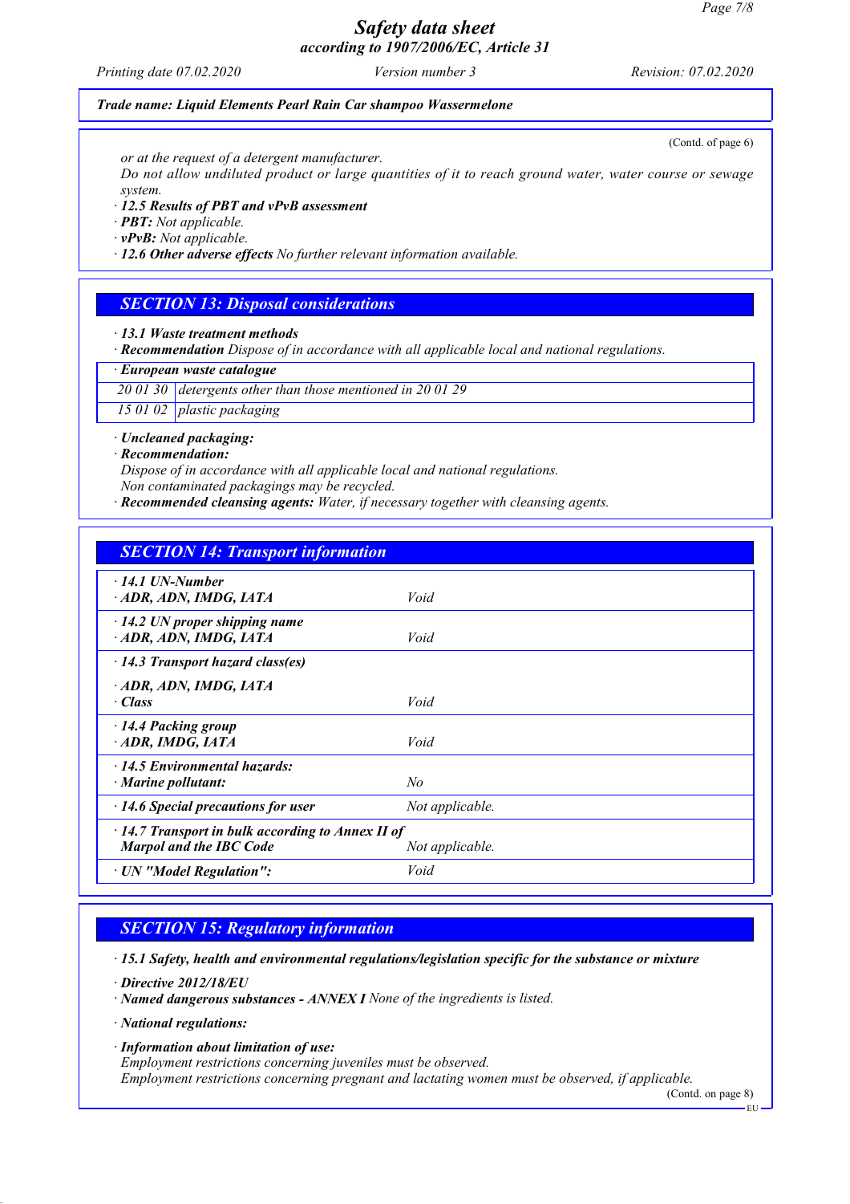*or at the request of a detergent manufacturer.*
*Do not allow undiluted product or large quantities of it to reach ground water, water course or sewage system.*

· ***12.5 Results of PBT and vPvB assessment***
· ***PBT:*** *Not applicable.*
· ***vPvB:*** *Not applicable.*
· ***12.6 Other adverse effects*** *No further relevant information available.*

## *SECTION 13: Disposal considerations*

· ***13.1 Waste treatment methods***
· ***Recommendation*** *Dispose of in accordance with all applicable local and national regulations.*

| · *European waste catalogue* | |
|---|---|
| *20 01 30* | *detergents other than those mentioned in 20 01 29* |
| *15 01 02* | *plastic packaging* |

· ***Uncleaned packaging:***
· ***Recommendation:***
*Dispose of in accordance with all applicable local and national regulations.*
*Non contaminated packagings may be recycled.*
· ***Recommended cleansing agents:*** *Water, if necessary together with cleansing agents.*

## *SECTION 14: Transport information*

| | |
|---|---|
| · ***14.1 UN-Number***<br>· ***ADR, ADN, IMDG, IATA*** | *Void* |
| · ***14.2 UN proper shipping name***<br>· ***ADR, ADN, IMDG, IATA*** | *Void* |
| · ***14.3 Transport hazard class(es)***<br>· ***ADR, ADN, IMDG, IATA***<br>· ***Class*** | *Void* |
| · ***14.4 Packing group***<br>· ***ADR, IMDG, IATA*** | *Void* |
| · ***14.5 Environmental hazards:***<br>· ***Marine pollutant:*** | *No* |
| · ***14.6 Special precautions for user*** | *Not applicable.* |
| · ***14.7 Transport in bulk according to Annex II of Marpol and the IBC Code*** | *Not applicable.* |
| · ***UN "Model Regulation":*** | *Void* |

## *SECTION 15: Regulatory information*

· ***15.1 Safety, health and environmental regulations/legislation specific for the substance or mixture***

· ***Directive 2012/18/EU***
· ***Named dangerous substances - ANNEX I*** *None of the ingredients is listed.*

· ***National regulations:***

· ***Information about limitation of use:***
*Employment restrictions concerning juveniles must be observed.*
*Employment restrictions concerning pregnant and lactating women must be observed, if applicable.*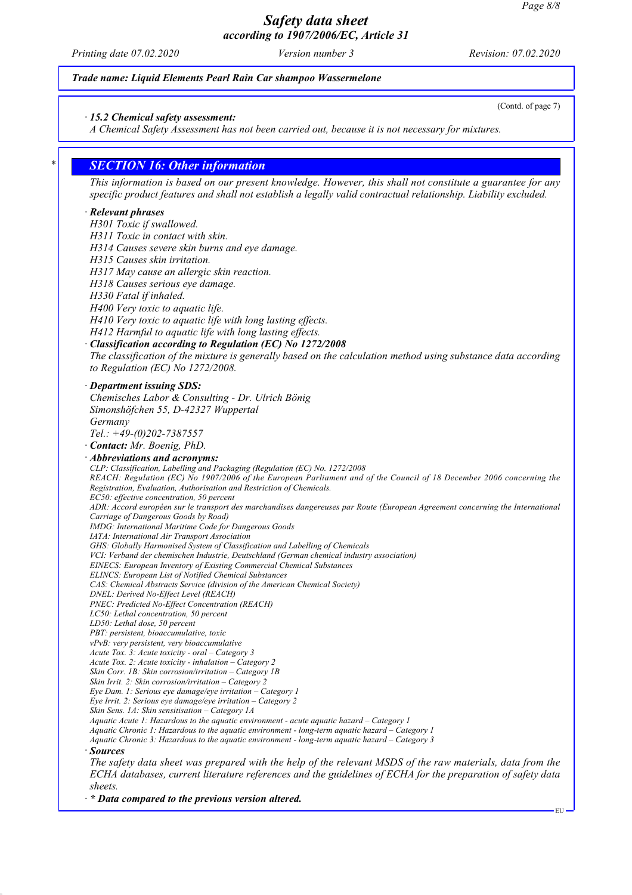*Trade name: Liquid Elements Pearl Rain Car shampoo Wassermelone*

(Contd. of page 7)

· ***15.2 Chemical safety assessment:***
*A Chemical Safety Assessment has not been carried out, because it is not necessary for mixtures.*

\* 

## *SECTION 16: Other information*

*This information is based on our present knowledge. However, this shall not constitute a guarantee for any specific product features and shall not establish a legally valid contractual relationship. Liability excluded.*

· ***Relevant phrases***
*H301 Toxic if swallowed.*
*H311 Toxic in contact with skin.*
*H314 Causes severe skin burns and eye damage.*
*H315 Causes skin irritation.*
*H317 May cause an allergic skin reaction.*
*H318 Causes serious eye damage.*
*H330 Fatal if inhaled.*
*H400 Very toxic to aquatic life.*
*H410 Very toxic to aquatic life with long lasting effects.*
*H412 Harmful to aquatic life with long lasting effects.*

· ***Classification according to Regulation (EC) No 1272/2008***
*The classification of the mixture is generally based on the calculation method using substance data according to Regulation (EC) No 1272/2008.*

· ***Department issuing SDS:***
*Chemisches Labor & Consulting - Dr. Ulrich Bönig*
*Simonshöfchen 55, D-42327 Wuppertal*
*Germany*
*Tel.: +49-(0)202-7387557*

· ***Contact:*** *Mr. Boenig, PhD.*

· ***Abbreviations and acronyms:***
*CLP: Classification, Labelling and Packaging (Regulation (EC) No. 1272/2008*
*REACH: Regulation (EC) No 1907/2006 of the European Parliament and of the Council of 18 December 2006 concerning the Registration, Evaluation, Authorisation and Restriction of Chemicals.*
*EC50: effective concentration, 50 percent*
*ADR: Accord européen sur le transport des marchandises dangereuses par Route (European Agreement concerning the International Carriage of Dangerous Goods by Road)*
*IMDG: International Maritime Code for Dangerous Goods*
*IATA: International Air Transport Association*
*GHS: Globally Harmonised System of Classification and Labelling of Chemicals*
*VCI: Verband der chemischen Industrie, Deutschland (German chemical industry association)*
*EINECS: European Inventory of Existing Commercial Chemical Substances*
*ELINCS: European List of Notified Chemical Substances*
*CAS: Chemical Abstracts Service (division of the American Chemical Society)*
*DNEL: Derived No-Effect Level (REACH)*
*PNEC: Predicted No-Effect Concentration (REACH)*
*LC50: Lethal concentration, 50 percent*
*LD50: Lethal dose, 50 percent*
*PBT: persistent, bioaccumulative, toxic*
*vPvB: very persistent, very bioaccumulative*
*Acute Tox. 3: Acute toxicity - oral – Category 3*
*Acute Tox. 2: Acute toxicity - inhalation – Category 2*
*Skin Corr. 1B: Skin corrosion/irritation – Category 1B*
*Skin Irrit. 2: Skin corrosion/irritation – Category 2*
*Eye Dam. 1: Serious eye damage/eye irritation – Category 1*
*Eye Irrit. 2: Serious eye damage/eye irritation – Category 2*
*Skin Sens. 1A: Skin sensitisation – Category 1A*
*Aquatic Acute 1: Hazardous to the aquatic environment - acute aquatic hazard – Category 1*
*Aquatic Chronic 1: Hazardous to the aquatic environment - long-term aquatic hazard – Category 1*
*Aquatic Chronic 3: Hazardous to the aquatic environment - long-term aquatic hazard – Category 3*

· ***Sources***
*The safety data sheet was prepared with the help of the relevant MSDS of the raw materials, data from the ECHA databases, current literature references and the guidelines of ECHA for the preparation of safety data sheets.*

· ***\* Data compared to the previous version altered.***